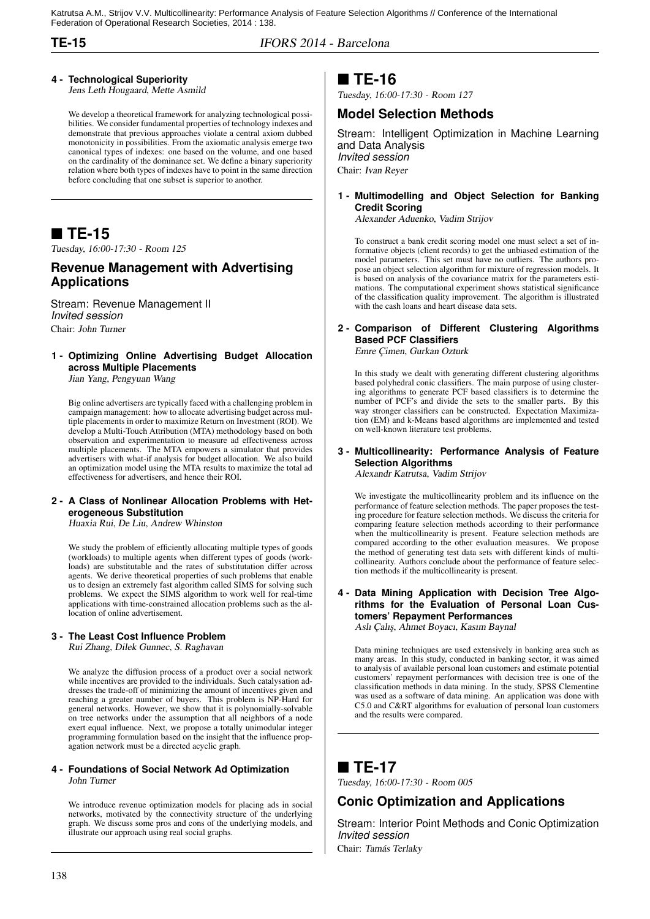**4 - Technological Superiority**
*Jens Leth Hougaard, Mette Asmild*

We develop a theoretical framework for analyzing technological possibilities. We consider fundamental properties of technology indexes and demonstrate that previous approaches violate a central axiom dubbed monotonicity in possibilities. From the axiomatic analysis emerge two canonical types of indexes: one based on the volume, and one based on the cardinality of the dominance set. We define a binary superiority relation where both types of indexes have to point in the same direction before concluding that one subset is superior to another.

## ■ TE-15

*Tuesday, 16:00-17:30 - Room 125*

### Revenue Management with Advertising Applications

Stream: Revenue Management II
*Invited session*
Chair: *John Turner*

**1 - Optimizing Online Advertising Budget Allocation across Multiple Placements**
*Jian Yang, Pengyuan Wang*

Big online advertisers are typically faced with a challenging problem in campaign management: how to allocate advertising budget across multiple placements in order to maximize Return on Investment (ROI). We develop a Multi-Touch Attribution (MTA) methodology based on both observation and experimentation to measure ad effectiveness across multiple placements. The MTA empowers a simulator that provides advertisers with what-if analysis for budget allocation. We also build an optimization model using the MTA results to maximize the total ad effectiveness for advertisers, and hence their ROI.

**2 - A Class of Nonlinear Allocation Problems with Heterogeneous Substitution**
*Huaxia Rui, De Liu, Andrew Whinston*

We study the problem of efficiently allocating multiple types of goods (workloads) to multiple agents when different types of goods (workloads) are substitutable and the rates of substitutation differ across agents. We derive theoretical properties of such problems that enable us to design an extremely fast algorithm called SIMS for solving such problems. We expect the SIMS algorithm to work well for real-time applications with time-constrained allocation problems such as the allocation of online advertisement.

**3 - The Least Cost Influence Problem**
*Rui Zhang, Dilek Gunnec, S. Raghavan*

We analyze the diffusion process of a product over a social network while incentives are provided to the individuals. Such catalysation addresses the trade-off of minimizing the amount of incentives given and reaching a greater number of buyers. This problem is NP-Hard for general networks. However, we show that it is polynomially-solvable on tree networks under the assumption that all neighbors of a node exert equal influence. Next, we propose a totally unimodular integer programming formulation based on the insight that the influence propagation network must be a directed acyclic graph.

**4 - Foundations of Social Network Ad Optimization**
*John Turner*

We introduce revenue optimization models for placing ads in social networks, motivated by the connectivity structure of the underlying graph. We discuss some pros and cons of the underlying models, and illustrate our approach using real social graphs.

## ■ TE-16

*Tuesday, 16:00-17:30 - Room 127*

### Model Selection Methods

Stream: Intelligent Optimization in Machine Learning and Data Analysis
*Invited session*
Chair: *Ivan Reyer*

**1 - Multimodelling and Object Selection for Banking Credit Scoring**
*Alexander Aduenko, Vadim Strijov*

To construct a bank credit scoring model one must select a set of informative objects (client records) to get the unbiased estimation of the model parameters. This set must have no outliers. The authors propose an object selection algorithm for mixture of regression models. It is based on analysis of the covariance matrix for the parameters estimations. The computational experiment shows statistical significance of the classification quality improvement. The algorithm is illustrated with the cash loans and heart disease data sets.

**2 - Comparison of Different Clustering Algorithms Based PCF Classifiers**
*Emre Çimen, Gurkan Ozturk*

In this study we dealt with generating different clustering algorithms based polyhedral conic classifiers. The main purpose of using clustering algorithms to generate PCF based classifiers is to determine the number of PCF's and divide the sets to the smaller parts. By this way stronger classifiers can be constructed. Expectation Maximization (EM) and k-Means based algorithms are implemented and tested on well-known literature test problems.

**3 - Multicollinearity: Performance Analysis of Feature Selection Algorithms**
*Alexandr Katrutsa, Vadim Strijov*

We investigate the multicollinearity problem and its influence on the performance of feature selection methods. The paper proposes the testing procedure for feature selection methods. We discuss the criteria for comparing feature selection methods according to their performance when the multicollinearity is present. Feature selection methods are compared according to the other evaluation measures. We propose the method of generating test data sets with different kinds of multicollinearity. Authors conclude about the performance of feature selection methods if the multicollinearity is present.

**4 - Data Mining Application with Decision Tree Algorithms for the Evaluation of Personal Loan Customers' Repayment Performances**
*Aslı Çalış, Ahmet Boyacı, Kasım Baynal*

Data mining techniques are used extensively in banking area such as many areas. In this study, conducted in banking sector, it was aimed to analysis of available personal loan customers and estimate potential customers' repayment performances with decision tree is one of the classification methods in data mining. In the study, SPSS Clementine was used as a software of data mining. An application was done with C5.0 and C&RT algorithms for evaluation of personal loan customers and the results were compared.

## ■ TE-17

*Tuesday, 16:00-17:30 - Room 005*

### Conic Optimization and Applications

Stream: Interior Point Methods and Conic Optimization
*Invited session*
Chair: *Tamás Terlaky*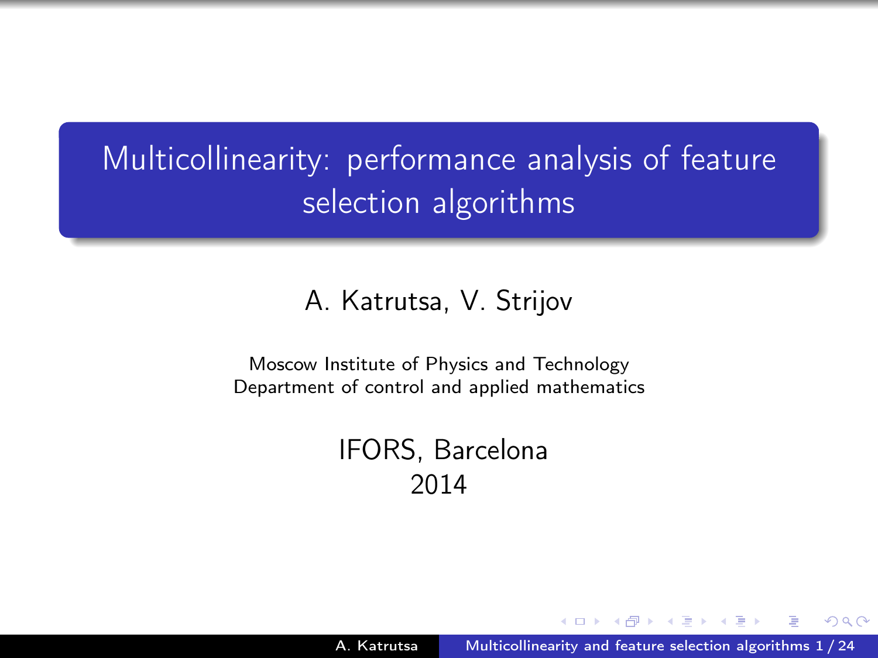# Multicollinearity: performance analysis of feature selection algorithms

A. Katrutsa, V. Strijov

Moscow Institute of Physics and Technology
Department of control and applied mathematics

IFORS, Barcelona
2014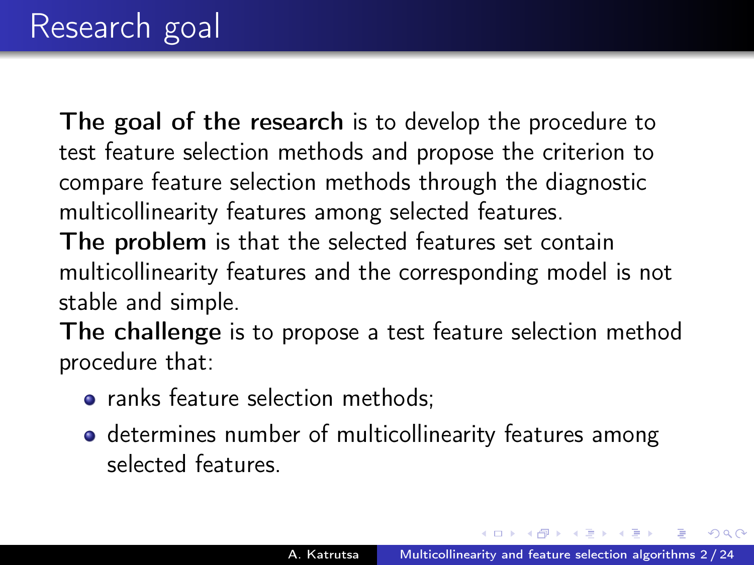# Research goal

**The goal of the research** is to develop the procedure to test feature selection methods and propose the criterion to compare feature selection methods through the diagnostic multicollinearity features among selected features.

**The problem** is that the selected features set contain multicollinearity features and the corresponding model is not stable and simple.

**The challenge** is to propose a test feature selection method procedure that:

- ranks feature selection methods;
- determines number of multicollinearity features among selected features.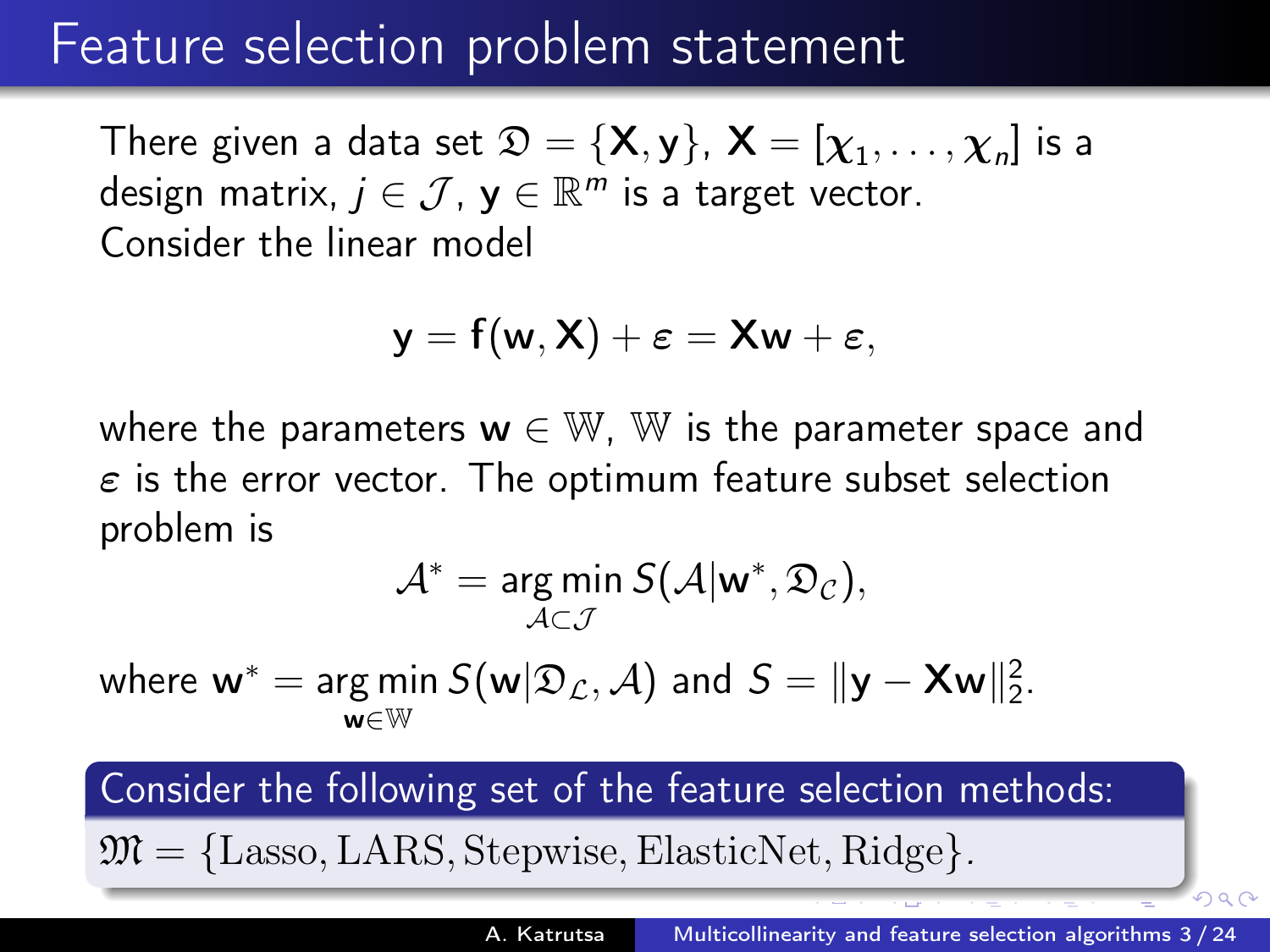# Feature selection problem statement

There given a data set $\mathfrak{D} = \{\mathbf{X}, \mathbf{y}\}$, $\mathbf{X} = [\chi_1, \ldots, \chi_n]$ is a design matrix, $j \in \mathcal{J}$, $\mathbf{y} \in \mathbb{R}^m$ is a target vector.
Consider the linear model

$$\mathbf{y} = \mathbf{f}(\mathbf{w}, \mathbf{X}) + \boldsymbol{\varepsilon} = \mathbf{X}\mathbf{w} + \boldsymbol{\varepsilon},$$

where the parameters $\mathbf{w} \in \mathbb{W}$, $\mathbb{W}$ is the parameter space and $\boldsymbol{\varepsilon}$ is the error vector. The optimum feature subset selection problem is

$$\mathcal{A}^* = \underset{\mathcal{A} \subset \mathcal{J}}{\arg\min}\, S(\mathcal{A} | \mathbf{w}^*, \mathfrak{D}_{\mathcal{C}}),$$

where $\mathbf{w}^* = \underset{\mathbf{w} \in \mathbb{W}}{\arg\min}\, S(\mathbf{w} | \mathfrak{D}_{\mathcal{L}}, \mathcal{A})$ and $S = \|\mathbf{y} - \mathbf{X}\mathbf{w}\|_2^2$.

**Consider the following set of the feature selection methods:**

$\mathfrak{M} = \{\text{Lasso}, \text{LARS}, \text{Stepwise}, \text{ElasticNet}, \text{Ridge}\}$.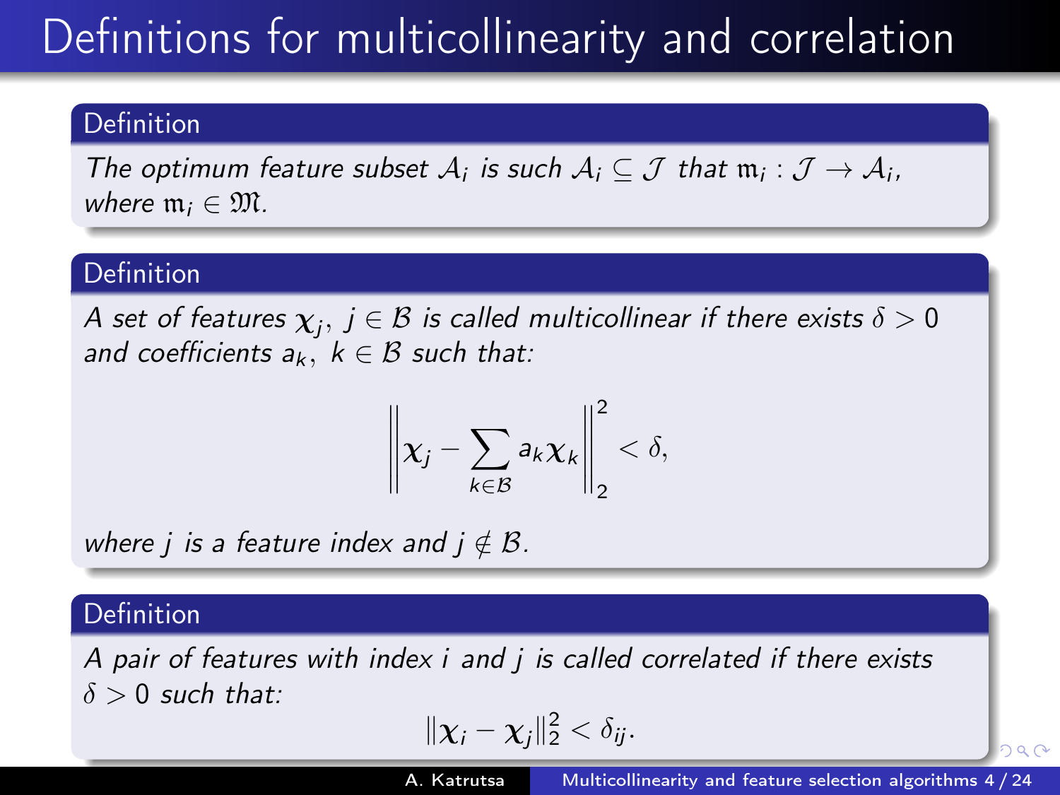# Definitions for multicollinearity and correlation

**Definition**

*The optimum feature subset $\mathcal{A}_i$ is such $\mathcal{A}_i \subseteq \mathcal{J}$ that $\mathfrak{m}_i : \mathcal{J} \to \mathcal{A}_i$, where $\mathfrak{m}_i \in \mathfrak{M}$.*

**Definition**

*A set of features $\boldsymbol{\chi}_j,\ j \in \mathcal{B}$ is called multicollinear if there exists $\delta > 0$ and coefficients $a_k,\ k \in \mathcal{B}$ such that:*

$$\left\| \boldsymbol{\chi}_j - \sum_{k \in \mathcal{B}} a_k \boldsymbol{\chi}_k \right\|_2^2 < \delta,$$

*where $j$ is a feature index and $j \notin \mathcal{B}$.*

**Definition**

*A pair of features with index $i$ and $j$ is called correlated if there exists $\delta > 0$ such that:*

$$\|\boldsymbol{\chi}_i - \boldsymbol{\chi}_j\|_2^2 < \delta_{ij}.$$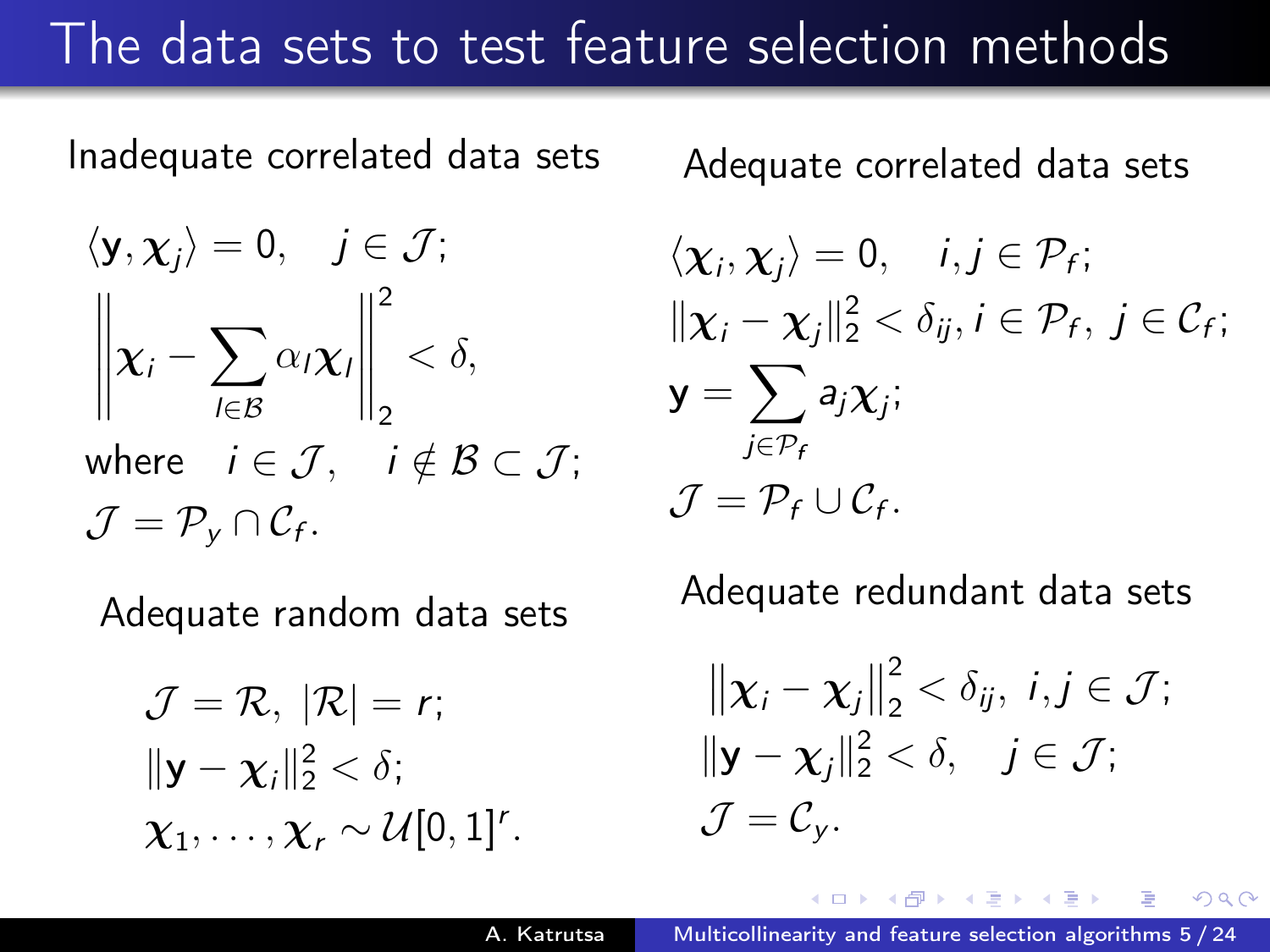# The data sets to test feature selection methods

Inadequate correlated data sets

$$\langle \mathbf{y}, \boldsymbol{\chi}_j \rangle = 0, \quad j \in \mathcal{J};$$

$$\left\| \boldsymbol{\chi}_i - \sum_{l \in \mathcal{B}} \alpha_l \boldsymbol{\chi}_l \right\|_2^2 < \delta,$$

where $\quad i \in \mathcal{J}, \quad i \notin \mathcal{B} \subset \mathcal{J};$

$\mathcal{J} = \mathcal{P}_y \cap \mathcal{C}_f.$

Adequate random data sets

$$\mathcal{J} = \mathcal{R}, \ |\mathcal{R}| = r;$$

$$\|\mathbf{y} - \boldsymbol{\chi}_i\|_2^2 < \delta;$$

$$\boldsymbol{\chi}_1, \ldots, \boldsymbol{\chi}_r \sim \mathcal{U}[0,1]^r.$$

Adequate correlated data sets

$$\langle \boldsymbol{\chi}_i, \boldsymbol{\chi}_j \rangle = 0, \quad i, j \in \mathcal{P}_f;$$

$$\|\boldsymbol{\chi}_i - \boldsymbol{\chi}_j\|_2^2 < \delta_{ij}, i \in \mathcal{P}_f, \ j \in \mathcal{C}_f;$$

$$\mathbf{y} = \sum_{j \in \mathcal{P}_f} a_j \boldsymbol{\chi}_j;$$

$$\mathcal{J} = \mathcal{P}_f \cup \mathcal{C}_f.$$

Adequate redundant data sets

$$\|\boldsymbol{\chi}_i - \boldsymbol{\chi}_j\|_2^2 < \delta_{ij}, \ i, j \in \mathcal{J};$$

$$\|\mathbf{y} - \boldsymbol{\chi}_j\|_2^2 < \delta, \quad j \in \mathcal{J};$$

$$\mathcal{J} = \mathcal{C}_y.$$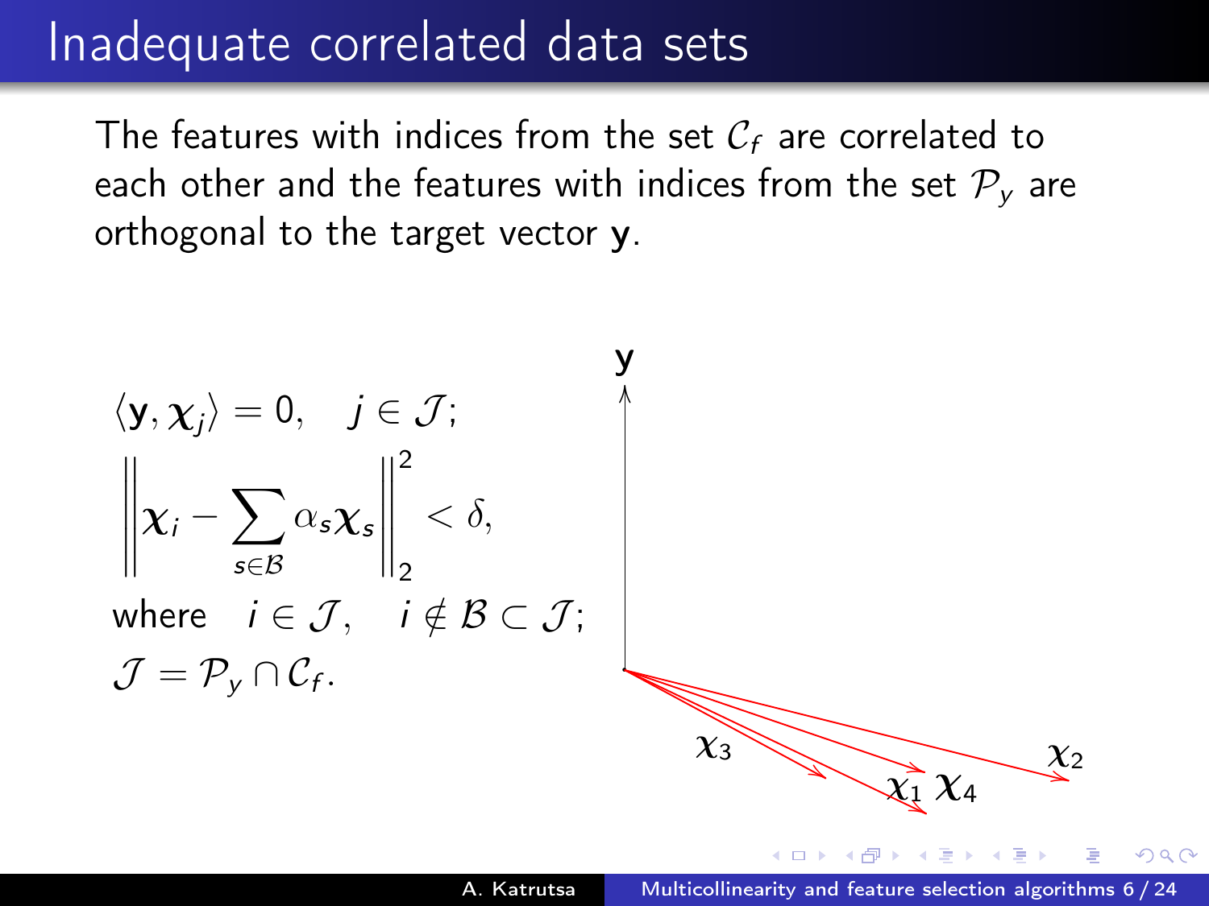# Inadequate correlated data sets

The features with indices from the set $\mathcal{C}_f$ are correlated to each other and the features with indices from the set $\mathcal{P}_y$ are orthogonal to the target vector $\mathbf{y}$.

$$\langle \mathbf{y}, \boldsymbol{\chi}_j \rangle = 0, \quad j \in \mathcal{J};$$

$$\left\| \boldsymbol{\chi}_i - \sum_{s \in \mathcal{B}} \alpha_s \boldsymbol{\chi}_s \right\|_2^2 < \delta,$$

where $\quad i \in \mathcal{J}, \quad i \notin \mathcal{B} \subset \mathcal{J};$

$$\mathcal{J} = \mathcal{P}_y \cap \mathcal{C}_f.$$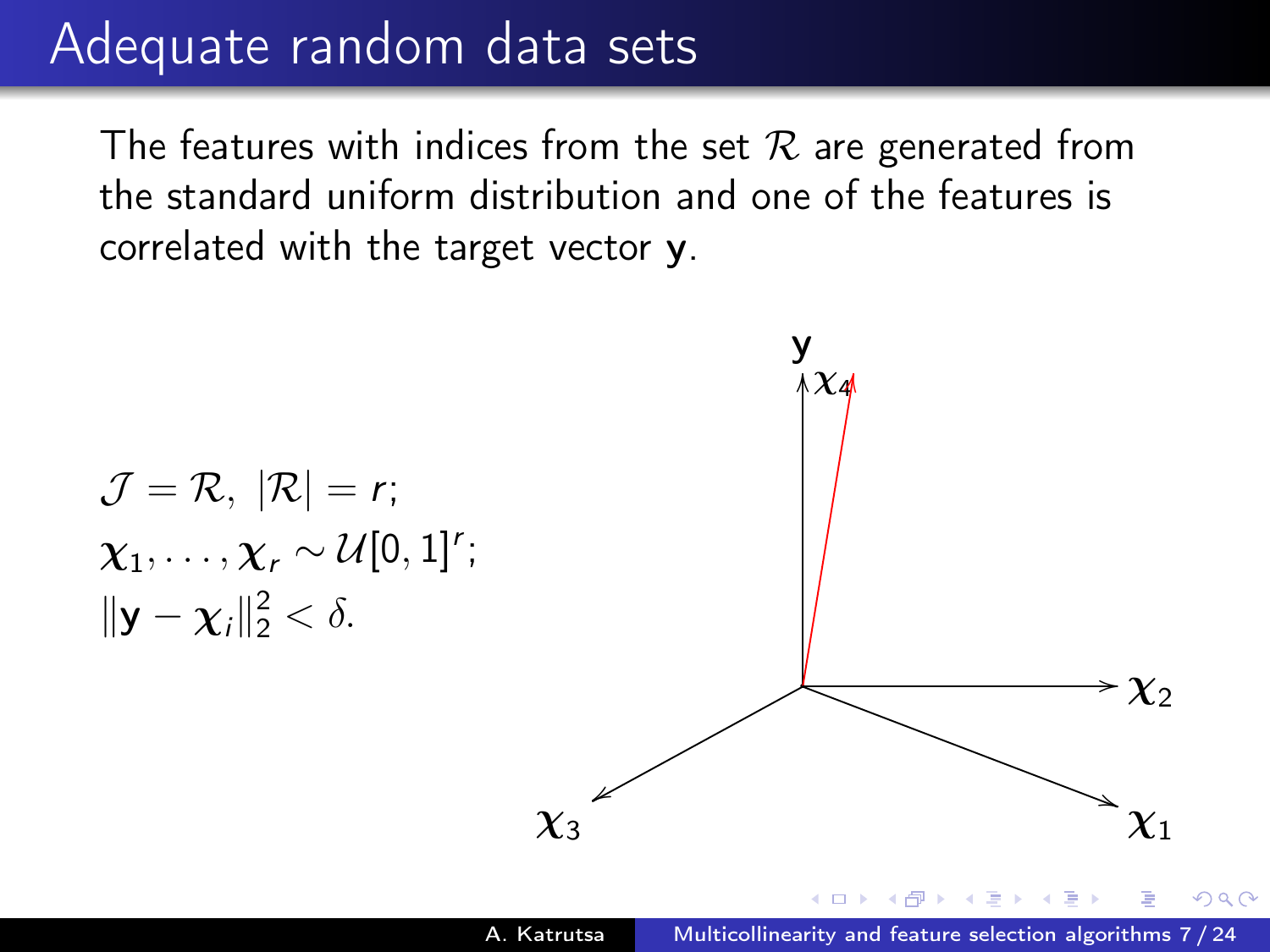# Adequate random data sets

The features with indices from the set $\mathcal{R}$ are generated from the standard uniform distribution and one of the features is correlated with the target vector $\mathbf{y}$.

$$\mathcal{J} = \mathcal{R},\ |\mathcal{R}| = r;$$
$$\boldsymbol{\chi}_1, \ldots, \boldsymbol{\chi}_r \sim \mathcal{U}[0,1]^r;$$
$$\|\mathbf{y} - \boldsymbol{\chi}_i\|_2^2 < \delta.$$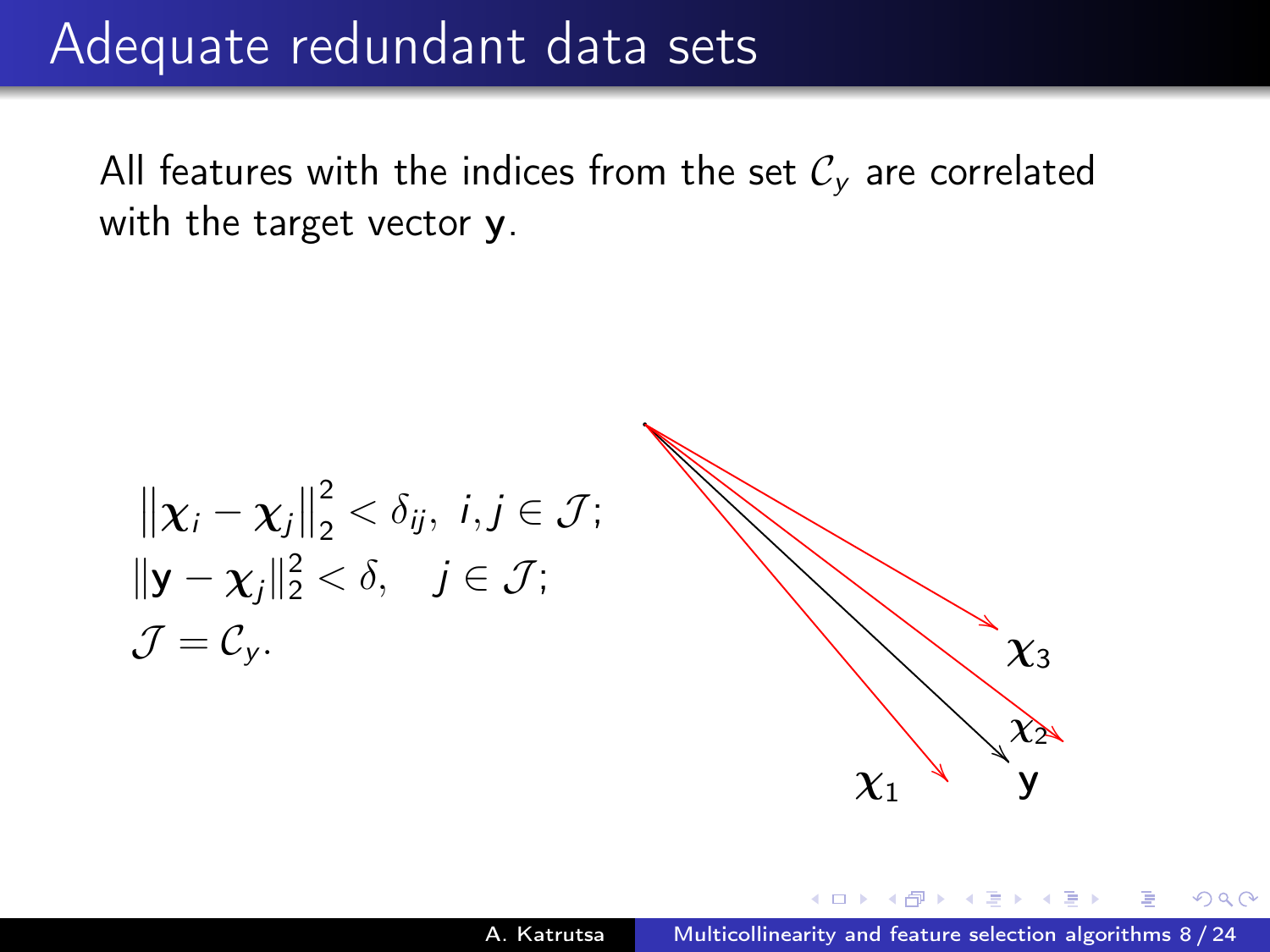# Adequate redundant data sets

All features with the indices from the set $\mathcal{C}_y$ are correlated with the target vector $\mathbf{y}$.

$$\|\boldsymbol{\chi}_i - \boldsymbol{\chi}_j\|_2^2 < \delta_{ij}, \; i,j \in \mathcal{J};$$
$$\|\mathbf{y} - \boldsymbol{\chi}_j\|_2^2 < \delta, \quad j \in \mathcal{J};$$
$$\mathcal{J} = \mathcal{C}_y.$$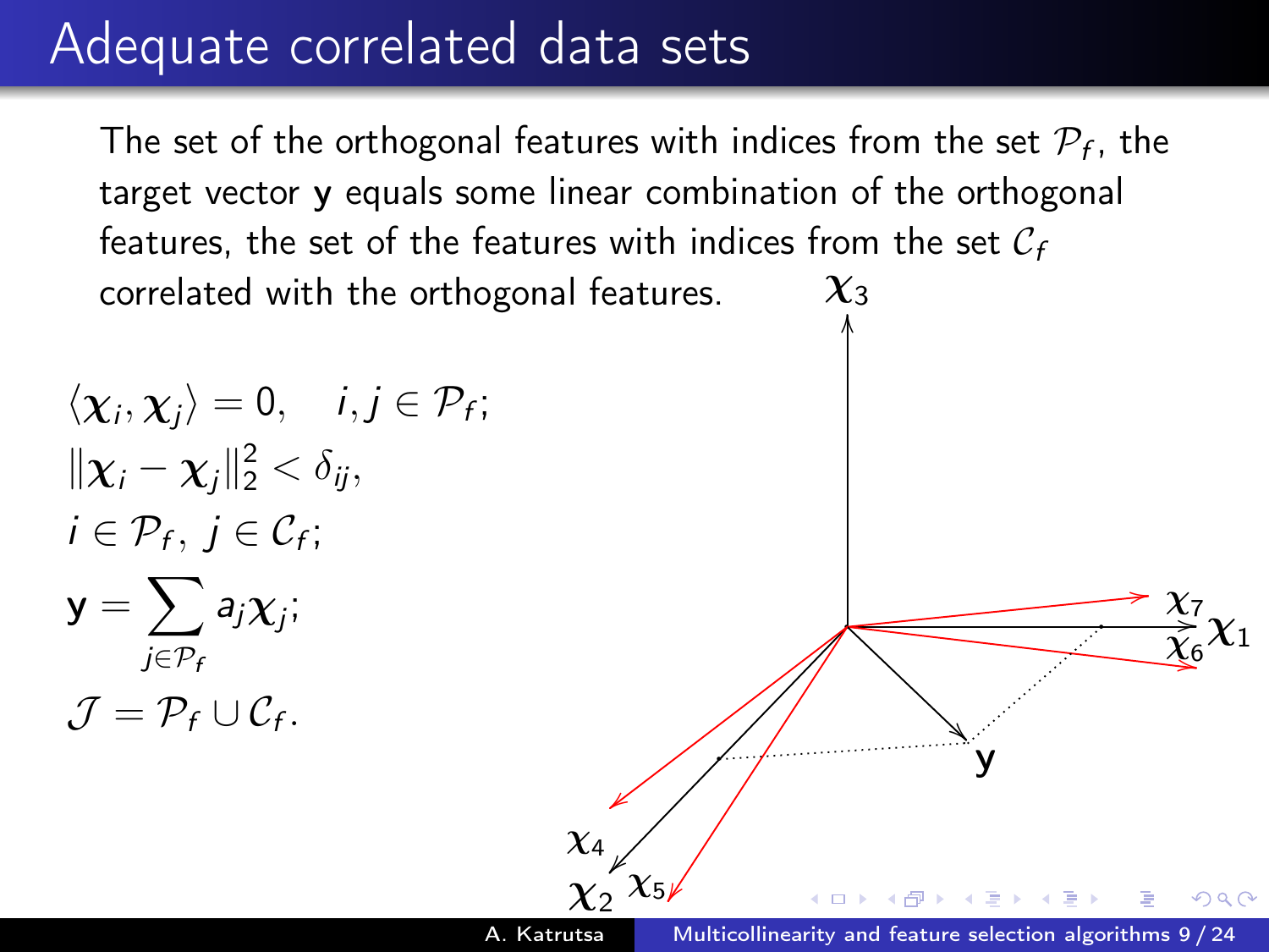# Adequate correlated data sets

The set of the orthogonal features with indices from the set $\mathcal{P}_f$, the target vector $\mathbf{y}$ equals some linear combination of the orthogonal features, the set of the features with indices from the set $\mathcal{C}_f$ correlated with the orthogonal features.

$$\langle \boldsymbol{\chi}_i, \boldsymbol{\chi}_j \rangle = 0, \quad i, j \in \mathcal{P}_f;$$

$$\|\boldsymbol{\chi}_i - \boldsymbol{\chi}_j\|_2^2 < \delta_{ij},$$

$$i \in \mathcal{P}_f, \; j \in \mathcal{C}_f;$$

$$\mathbf{y} = \sum_{j \in \mathcal{P}_f} a_j \boldsymbol{\chi}_j;$$

$$\mathcal{J} = \mathcal{P}_f \cup \mathcal{C}_f.$$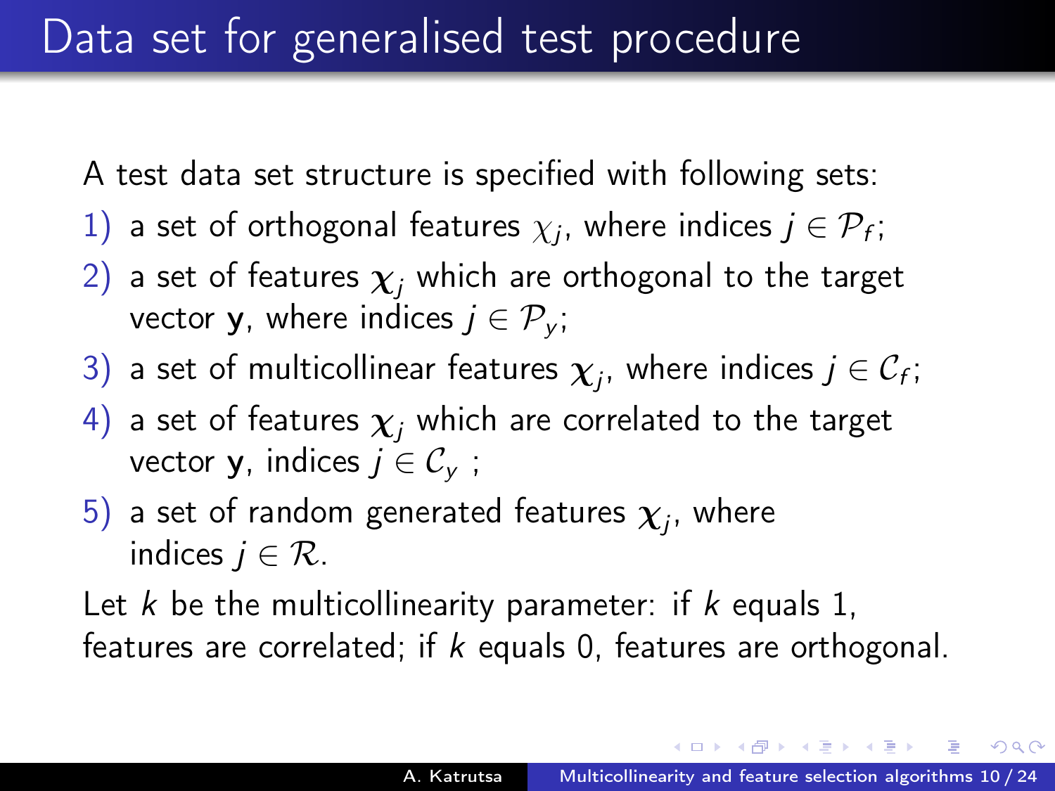# Data set for generalised test procedure

A test data set structure is specified with following sets:

1) a set of orthogonal features $\chi_j$, where indices $j \in \mathcal{P}_f$;
2) a set of features $\boldsymbol{\chi}_j$ which are orthogonal to the target vector $\mathbf{y}$, where indices $j \in \mathcal{P}_y$;
3) a set of multicollinear features $\boldsymbol{\chi}_j$, where indices $j \in \mathcal{C}_f$;
4) a set of features $\boldsymbol{\chi}_j$ which are correlated to the target vector $\mathbf{y}$, indices $j \in \mathcal{C}_y$ ;
5) a set of random generated features $\boldsymbol{\chi}_j$, where indices $j \in \mathcal{R}$.

Let $k$ be the multicollinearity parameter: if $k$ equals 1, features are correlated; if $k$ equals 0, features are orthogonal.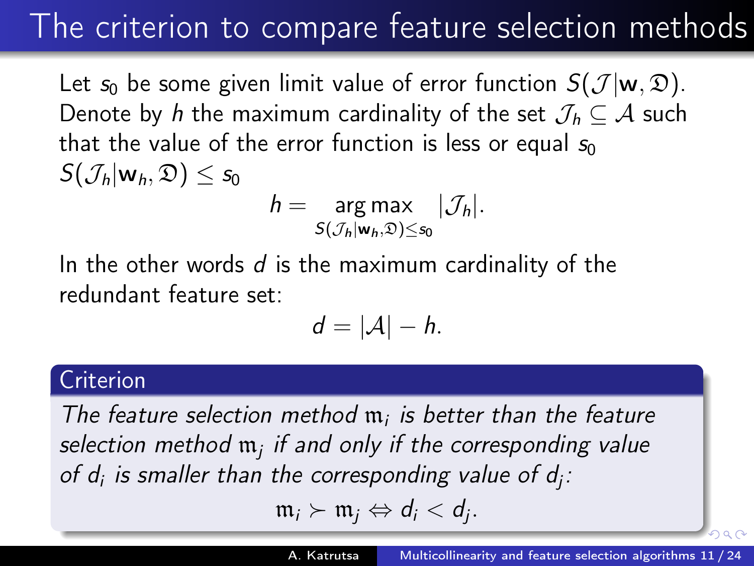# The criterion to compare feature selection methods

Let $s_0$ be some given limit value of error function $S(\mathcal{J}|\mathbf{w}, \mathfrak{D})$. Denote by $h$ the maximum cardinality of the set $\mathcal{J}_h \subseteq \mathcal{A}$ such that the value of the error function is less or equal $s_0$ $S(\mathcal{J}_h|\mathbf{w}_h, \mathfrak{D}) \leq s_0$

$$h = \underset{S(\mathcal{J}_h|\mathbf{w}_h, \mathfrak{D}) \leq s_0}{\arg\max} |\mathcal{J}_h|.$$

In the other words $d$ is the maximum cardinality of the redundant feature set:

$$d = |\mathcal{A}| - h.$$

**Criterion**

*The feature selection method $\mathfrak{m}_i$ is better than the feature selection method $\mathfrak{m}_j$ if and only if the corresponding value of $d_i$ is smaller than the corresponding value of $d_j$:*

$$\mathfrak{m}_i \succ \mathfrak{m}_j \Leftrightarrow d_i < d_j.$$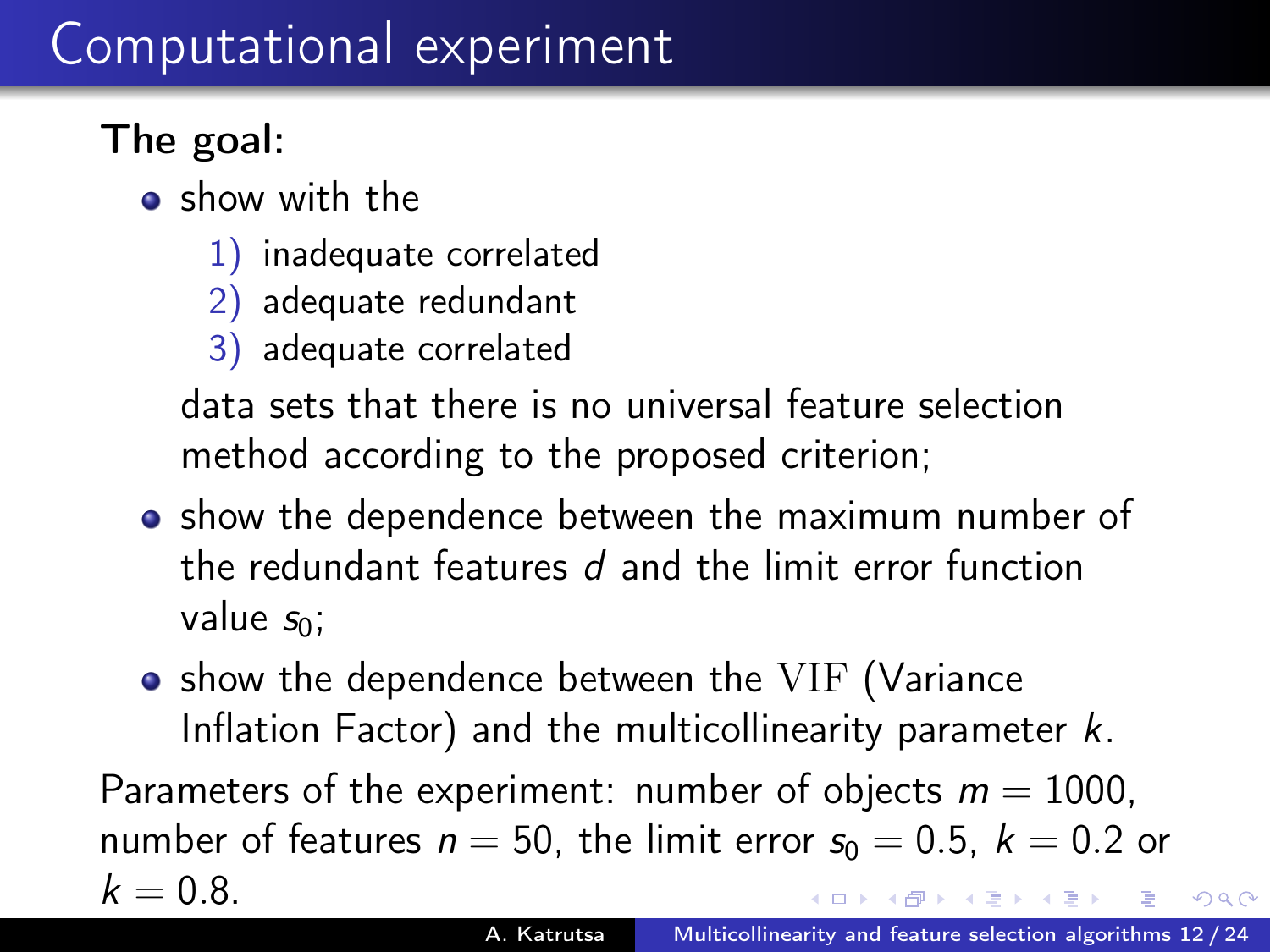# Computational experiment

**The goal:**

- show with the
  1) inadequate correlated
  2) adequate redundant
  3) adequate correlated

  data sets that there is no universal feature selection method according to the proposed criterion;
- show the dependence between the maximum number of the redundant features $d$ and the limit error function value $s_0$;
- show the dependence between the $\mathrm{VIF}$ (Variance Inflation Factor) and the multicollinearity parameter $k$.

Parameters of the experiment: number of objects $m = 1000$, number of features $n = 50$, the limit error $s_0 = 0.5$, $k = 0.2$ or $k = 0.8$.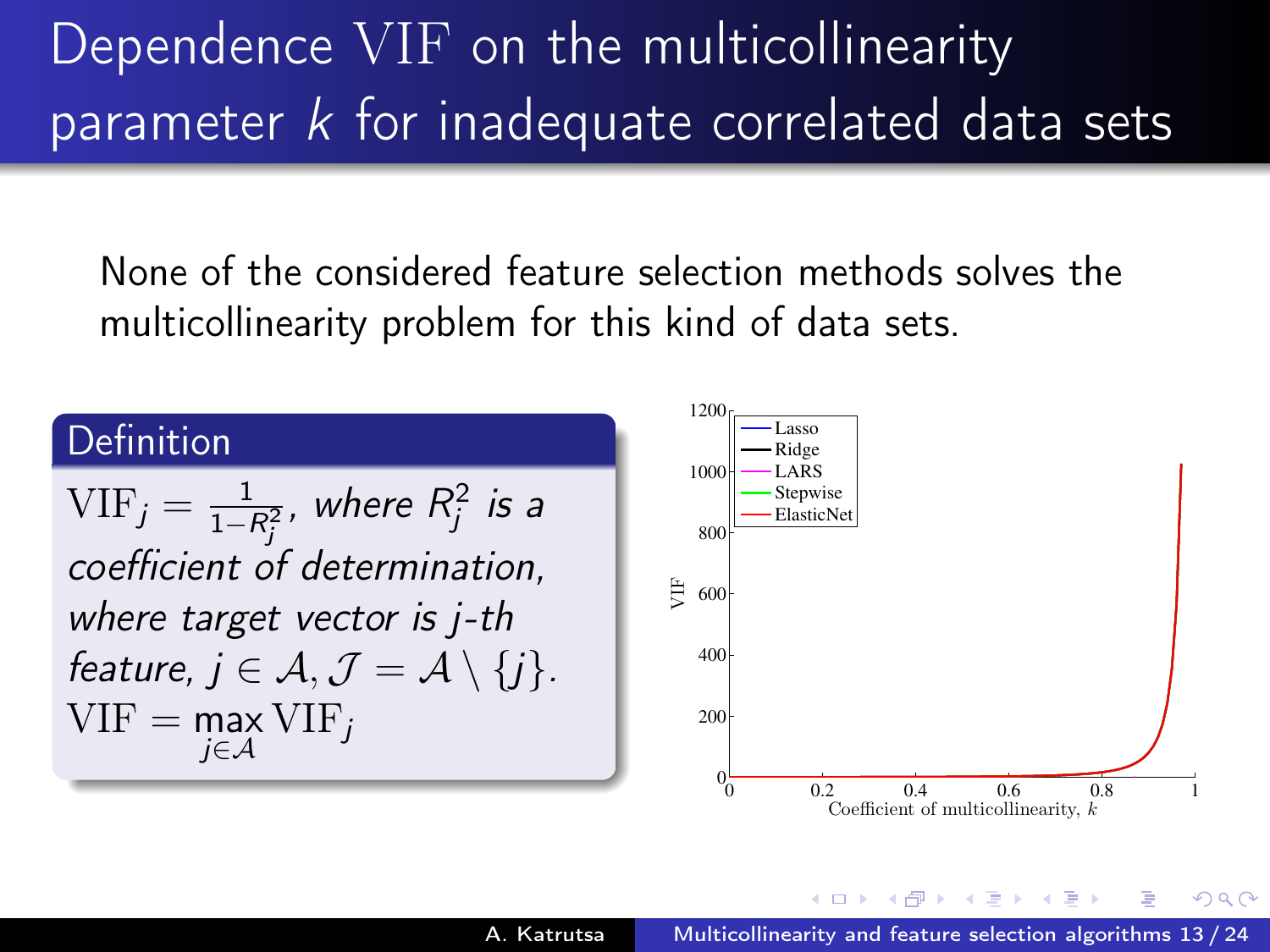# Dependence VIF on the multicollinearity parameter $k$ for inadequate correlated data sets

None of the considered feature selection methods solves the multicollinearity problem for this kind of data sets.

**Definition**

$\text{VIF}_j = \frac{1}{1-R_j^2}$, *where* $R_j^2$ *is a coefficient of determination, where target vector is* $j$*-th feature,* $j \in \mathcal{A}, \mathcal{J} = \mathcal{A} \setminus \{j\}$.

$$\text{VIF} = \max_{j \in \mathcal{A}} \text{VIF}_j$$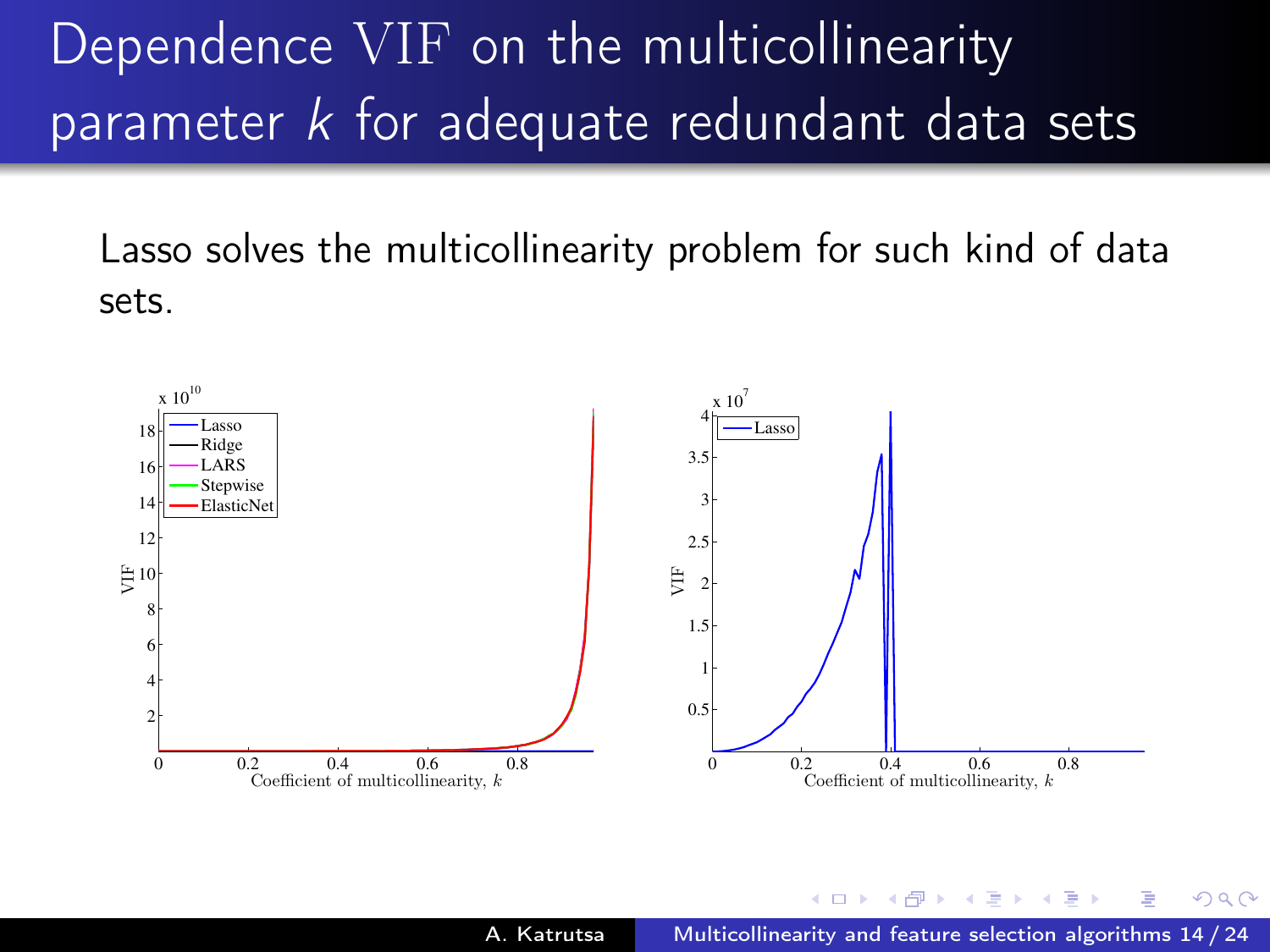# Dependence VIF on the multicollinearity parameter $k$ for adequate redundant data sets

Lasso solves the multicollinearity problem for such kind of data sets.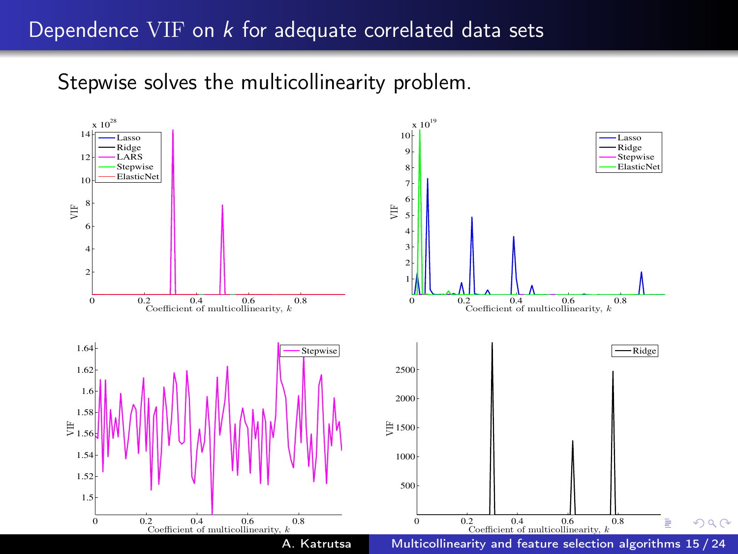# Dependence VIF on $k$ for adequate correlated data sets

Stepwise solves the multicollinearity problem.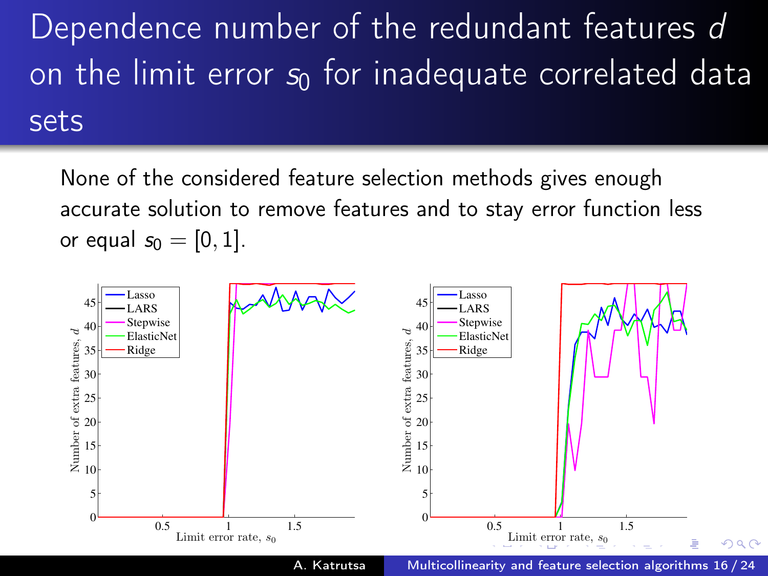# Dependence number of the redundant features $d$ on the limit error $s_0$ for inadequate correlated data sets

None of the considered feature selection methods gives enough accurate solution to remove features and to stay error function less or equal $s_0 = [0, 1]$.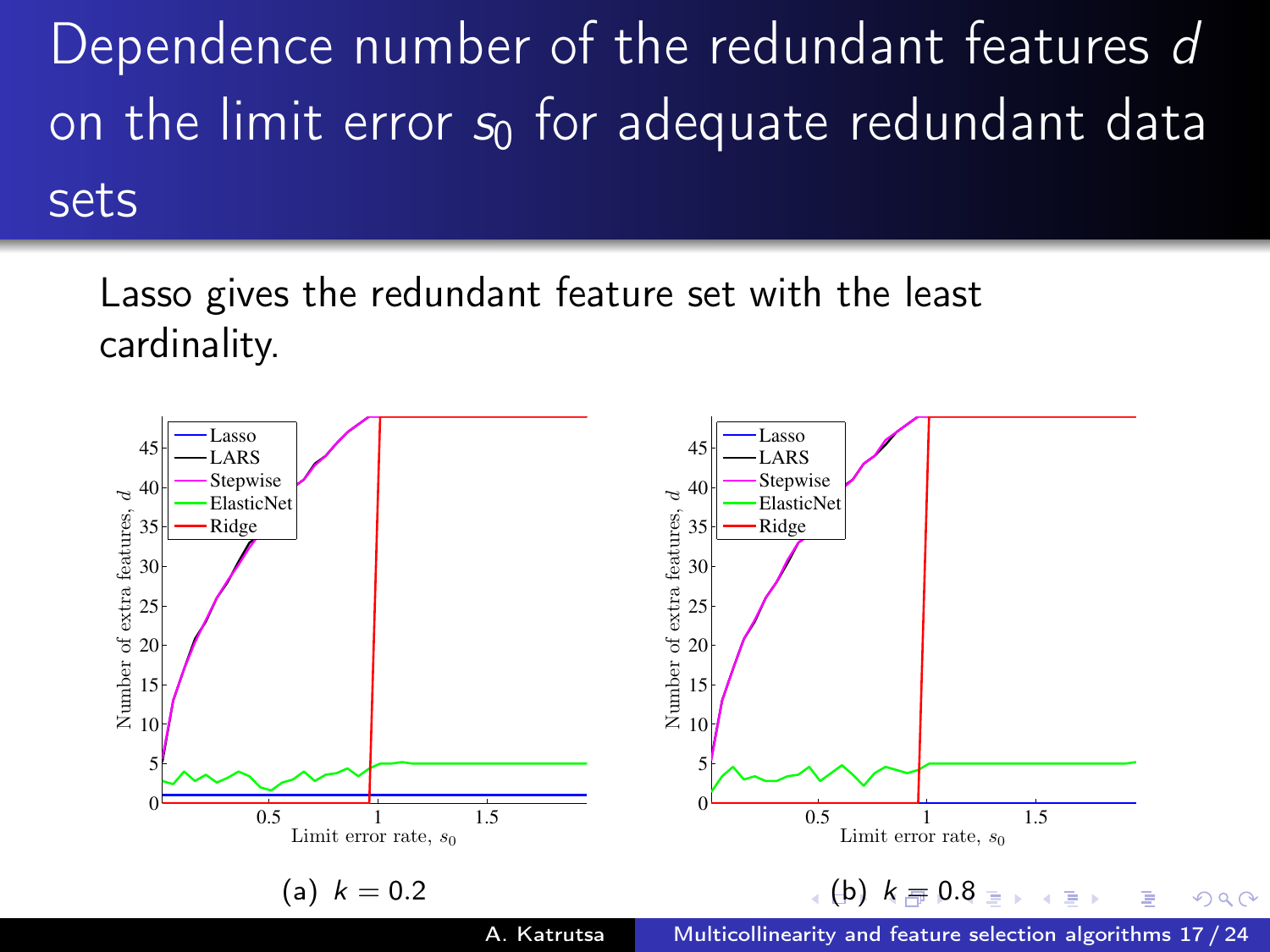# Dependence number of the redundant features $d$ on the limit error $s_0$ for adequate redundant data sets

Lasso gives the redundant feature set with the least cardinality.

(a) $k = 0.2$

(b) $k = 0.8$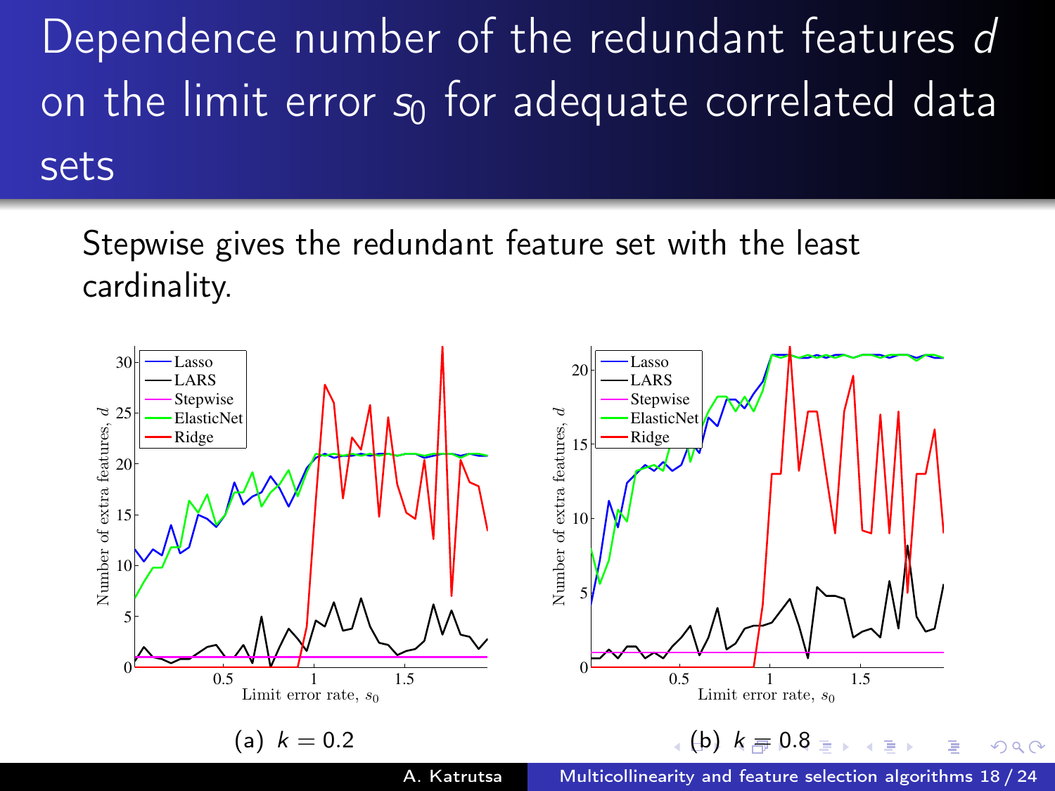# Dependence number of the redundant features $d$ on the limit error $s_0$ for adequate correlated data sets

Stepwise gives the redundant feature set with the least cardinality.

(a) $k = 0.2$

(b) $k = 0.8$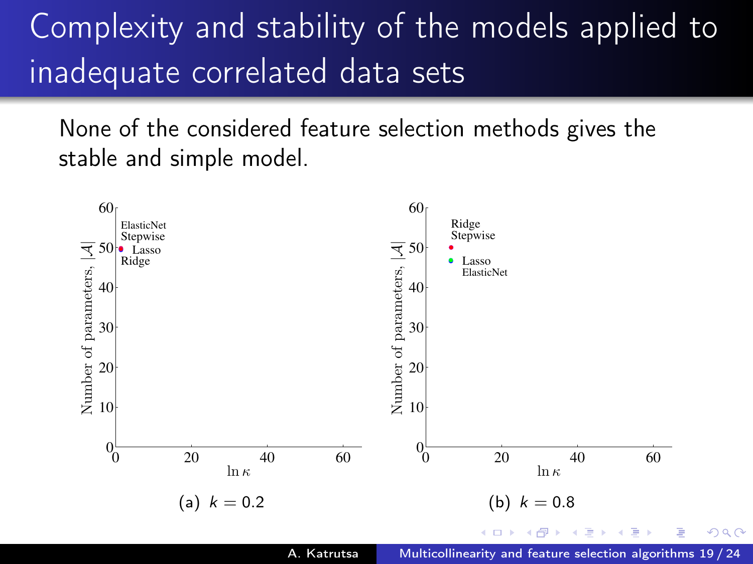# Complexity and stability of the models applied to inadequate correlated data sets

None of the considered feature selection methods gives the stable and simple model.

(a) $k = 0.2$

(b) $k = 0.8$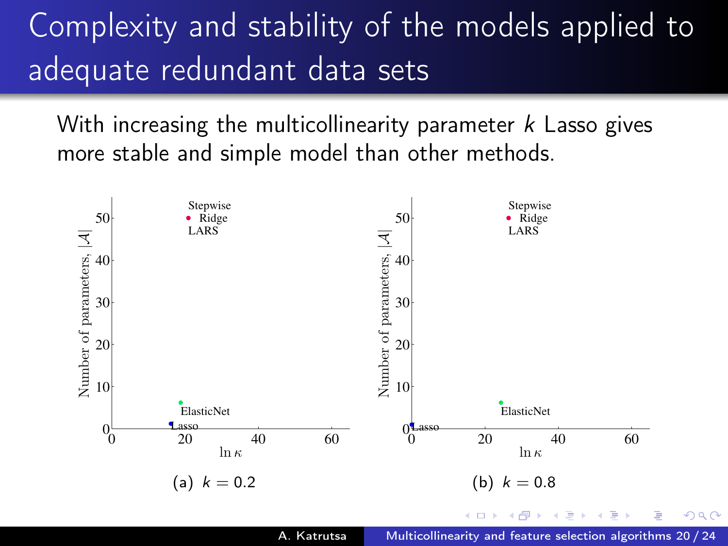# Complexity and stability of the models applied to adequate redundant data sets

With increasing the multicollinearity parameter $k$ Lasso gives more stable and simple model than other methods.

(a) $k = 0.2$

(b) $k = 0.8$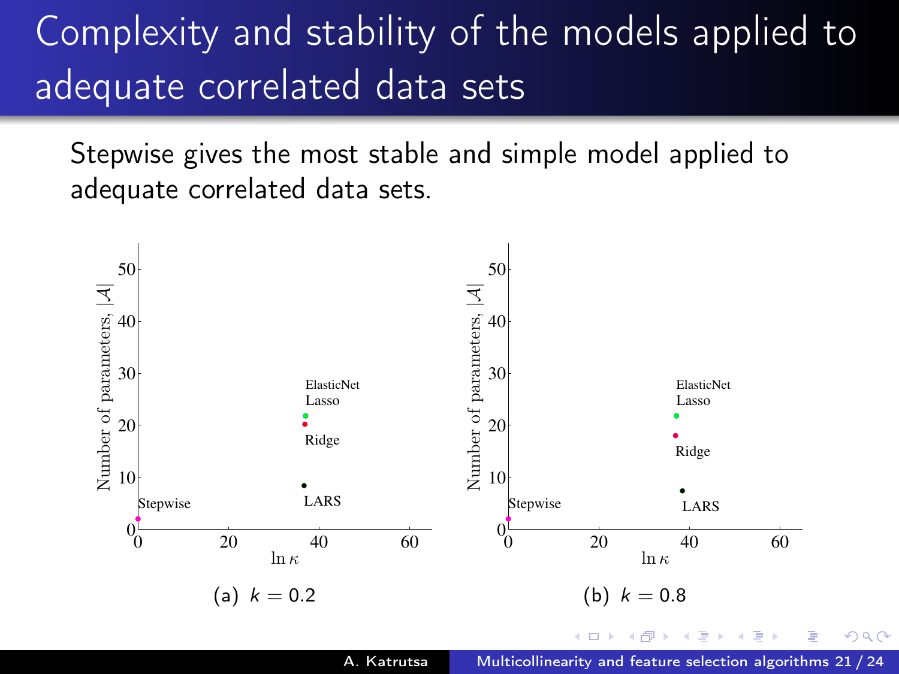# Complexity and stability of the models applied to adequate correlated data sets

Stepwise gives the most stable and simple model applied to adequate correlated data sets.

(a) $k = 0.2$

(b) $k = 0.8$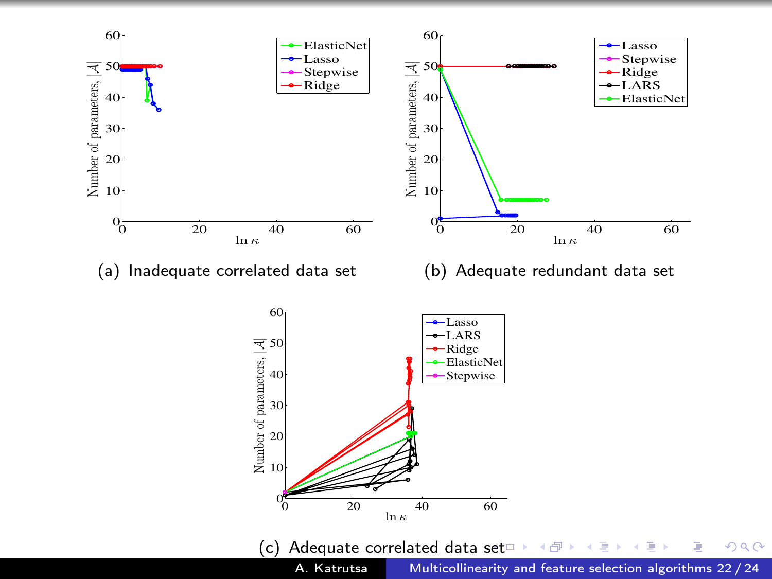(a) Inadequate correlated data set

(b) Adequate redundant data set

(c) Adequate correlated data set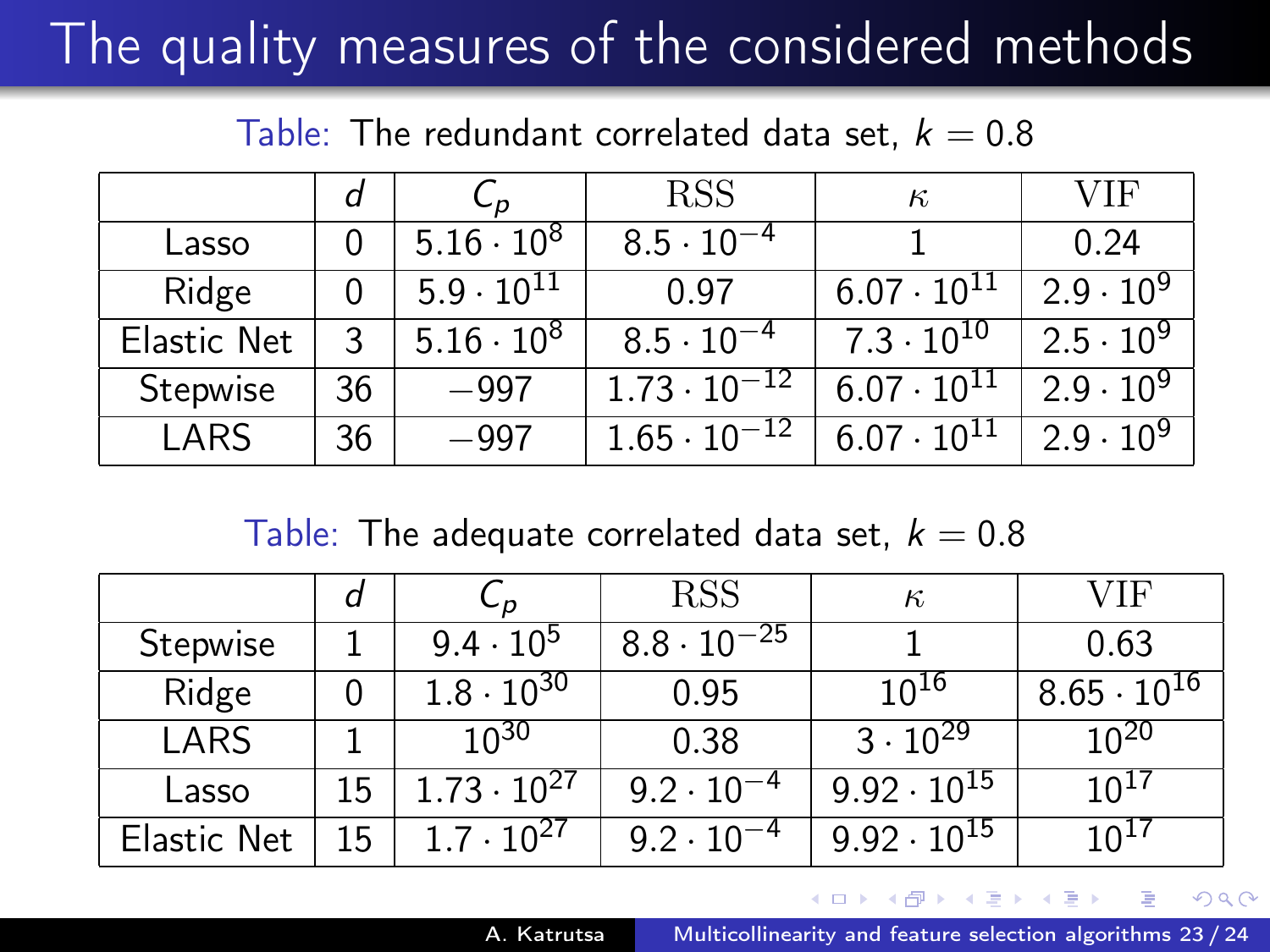# The quality measures of the considered methods

Table: The redundant correlated data set, $k = 0.8$

| | $d$ | $C_p$ | RSS | $\kappa$ | VIF |
|---|---|---|---|---|---|
| Lasso | 0 | $5.16 \cdot 10^8$ | $8.5 \cdot 10^{-4}$ | 1 | 0.24 |
| Ridge | 0 | $5.9 \cdot 10^{11}$ | 0.97 | $6.07 \cdot 10^{11}$ | $2.9 \cdot 10^9$ |
| Elastic Net | 3 | $5.16 \cdot 10^8$ | $8.5 \cdot 10^{-4}$ | $7.3 \cdot 10^{10}$ | $2.5 \cdot 10^9$ |
| Stepwise | 36 | $-997$ | $1.73 \cdot 10^{-12}$ | $6.07 \cdot 10^{11}$ | $2.9 \cdot 10^9$ |
| LARS | 36 | $-997$ | $1.65 \cdot 10^{-12}$ | $6.07 \cdot 10^{11}$ | $2.9 \cdot 10^9$ |

Table: The adequate correlated data set, $k = 0.8$

| | $d$ | $C_p$ | RSS | $\kappa$ | VIF |
|---|---|---|---|---|---|
| Stepwise | 1 | $9.4 \cdot 10^5$ | $8.8 \cdot 10^{-25}$ | 1 | 0.63 |
| Ridge | 0 | $1.8 \cdot 10^{30}$ | 0.95 | $10^{16}$ | $8.65 \cdot 10^{16}$ |
| LARS | 1 | $10^{30}$ | 0.38 | $3 \cdot 10^{29}$ | $10^{20}$ |
| Lasso | 15 | $1.73 \cdot 10^{27}$ | $9.2 \cdot 10^{-4}$ | $9.92 \cdot 10^{15}$ | $10^{17}$ |
| Elastic Net | 15 | $1.7 \cdot 10^{27}$ | $9.2 \cdot 10^{-4}$ | $9.92 \cdot 10^{15}$ | $10^{17}$ |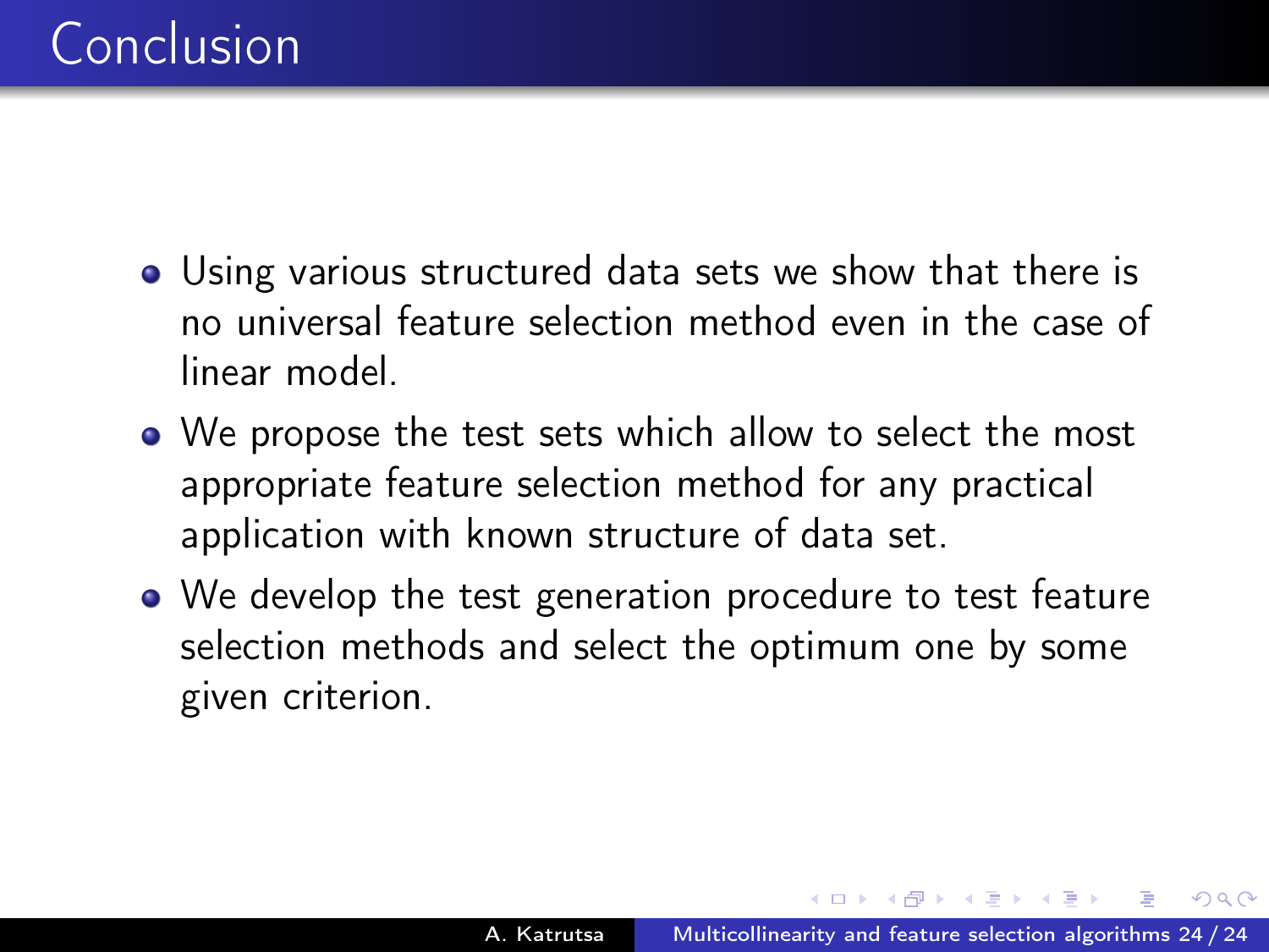# Conclusion

- Using various structured data sets we show that there is no universal feature selection method even in the case of linear model.
- We propose the test sets which allow to select the most appropriate feature selection method for any practical application with known structure of data set.
- We develop the test generation procedure to test feature selection methods and select the optimum one by some given criterion.